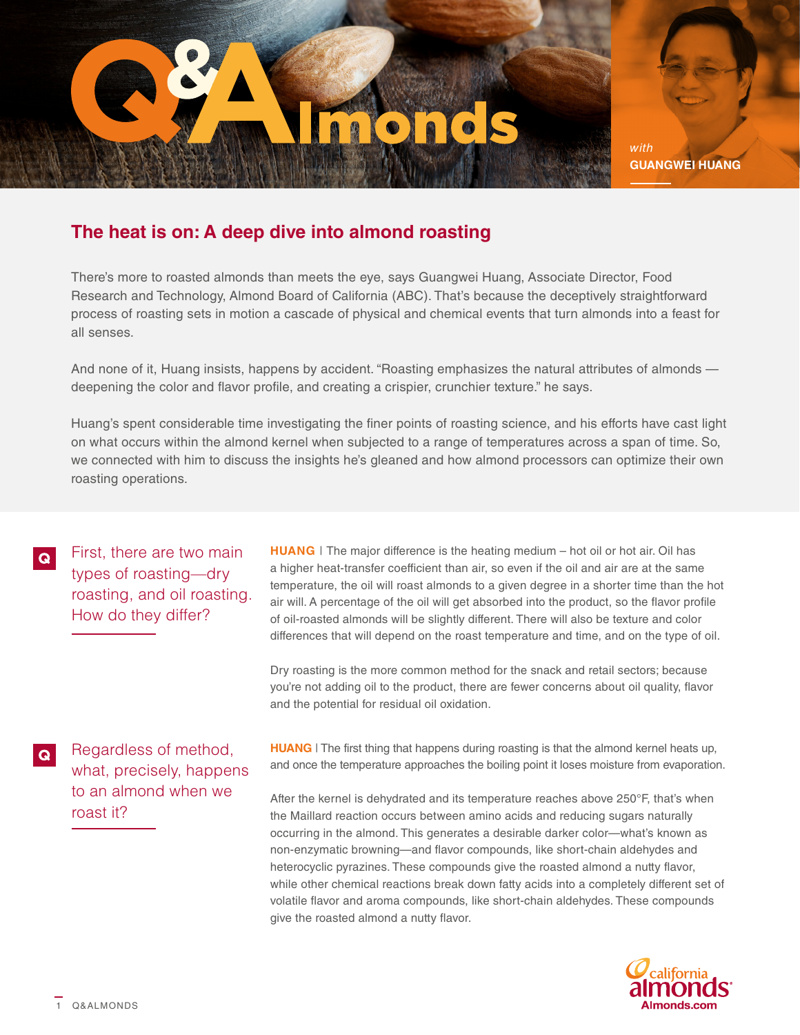# Q&Almonds

*with* **GUANGWEI HUANG**

## The heat is on: A deep dive into almond roasting

There's more to roasted almonds than meets the eye, says Guangwei Huang, Associate Director, Food Research and Technology, Almond Board of California (ABC). That's because the deceptively straightforward process of roasting sets in motion a cascade of physical and chemical events that turn almonds into a feast for all senses.

And none of it, Huang insists, happens by accident. "Roasting emphasizes the natural attributes of almonds — deepening the color and flavor profile, and creating a crispier, crunchier texture." he says.

Huang's spent considerable time investigating the finer points of roasting science, and his efforts have cast light on what occurs within the almond kernel when subjected to a range of temperatures across a span of time. So, we connected with him to discuss the insights he's gleaned and how almond processors can optimize their own roasting operations.

**Q** First, there are two main types of roasting—dry roasting, and oil roasting. How do they differ?

**HUANG** | The major difference is the heating medium – hot oil or hot air. Oil has a higher heat-transfer coefficient than air, so even if the oil and air are at the same temperature, the oil will roast almonds to a given degree in a shorter time than the hot air will. A percentage of the oil will get absorbed into the product, so the flavor profile of oil-roasted almonds will be slightly different. There will also be texture and color differences that will depend on the roast temperature and time, and on the type of oil.

Dry roasting is the more common method for the snack and retail sectors; because you're not adding oil to the product, there are fewer concerns about oil quality, flavor and the potential for residual oil oxidation.

**Q** Regardless of method, what, precisely, happens to an almond when we roast it?

**HUANG** | The first thing that happens during roasting is that the almond kernel heats up, and once the temperature approaches the boiling point it loses moisture from evaporation.

After the kernel is dehydrated and its temperature reaches above 250°F, that's when the Maillard reaction occurs between amino acids and reducing sugars naturally occurring in the almond. This generates a desirable darker color—what's known as non-enzymatic browning—and flavor compounds, like short-chain aldehydes and heterocyclic pyrazines. These compounds give the roasted almond a nutty flavor, while other chemical reactions break down fatty acids into a completely different set of volatile flavor and aroma compounds, like short-chain aldehydes. These compounds give the roasted almond a nutty flavor.

california almonds
Almonds.com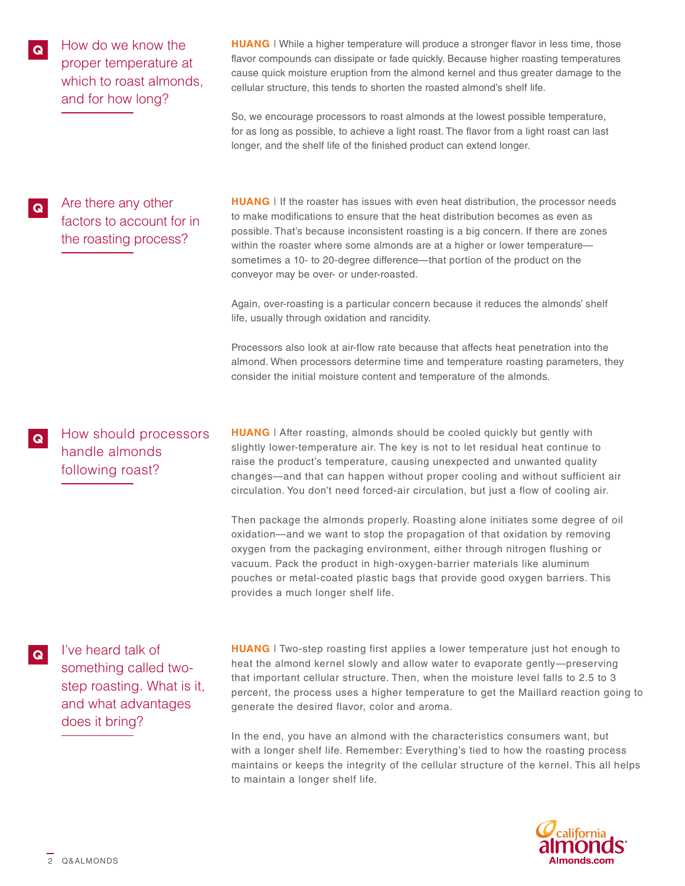**Q** How do we know the proper temperature at which to roast almonds, and for how long?

**HUANG** | While a higher temperature will produce a stronger flavor in less time, those flavor compounds can dissipate or fade quickly. Because higher roasting temperatures cause quick moisture eruption from the almond kernel and thus greater damage to the cellular structure, this tends to shorten the roasted almond's shelf life.

So, we encourage processors to roast almonds at the lowest possible temperature, for as long as possible, to achieve a light roast. The flavor from a light roast can last longer, and the shelf life of the finished product can extend longer.

**Q** Are there any other factors to account for in the roasting process?

**HUANG** | If the roaster has issues with even heat distribution, the processor needs to make modifications to ensure that the heat distribution becomes as even as possible. That's because inconsistent roasting is a big concern. If there are zones within the roaster where some almonds are at a higher or lower temperature—sometimes a 10- to 20-degree difference—that portion of the product on the conveyor may be over- or under-roasted.

Again, over-roasting is a particular concern because it reduces the almonds' shelf life, usually through oxidation and rancidity.

Processors also look at air-flow rate because that affects heat penetration into the almond. When processors determine time and temperature roasting parameters, they consider the initial moisture content and temperature of the almonds.

**Q** How should processors handle almonds following roast?

**HUANG** | After roasting, almonds should be cooled quickly but gently with slightly lower-temperature air. The key is not to let residual heat continue to raise the product's temperature, causing unexpected and unwanted quality changes—and that can happen without proper cooling and without sufficient air circulation. You don't need forced-air circulation, but just a flow of cooling air.

Then package the almonds properly. Roasting alone initiates some degree of oil oxidation—and we want to stop the propagation of that oxidation by removing oxygen from the packaging environment, either through nitrogen flushing or vacuum. Pack the product in high-oxygen-barrier materials like aluminum pouches or metal-coated plastic bags that provide good oxygen barriers. This provides a much longer shelf life.

**Q** I've heard talk of something called two-step roasting. What is it, and what advantages does it bring?

**HUANG** | Two-step roasting first applies a lower temperature just hot enough to heat the almond kernel slowly and allow water to evaporate gently—preserving that important cellular structure. Then, when the moisture level falls to 2.5 to 3 percent, the process uses a higher temperature to get the Maillard reaction going to generate the desired flavor, color and aroma.

In the end, you have an almond with the characteristics consumers want, but with a longer shelf life. Remember: Everything's tied to how the roasting process maintains or keeps the integrity of the cellular structure of the kernel. This all helps to maintain a longer shelf life.

california almonds
Almonds.com